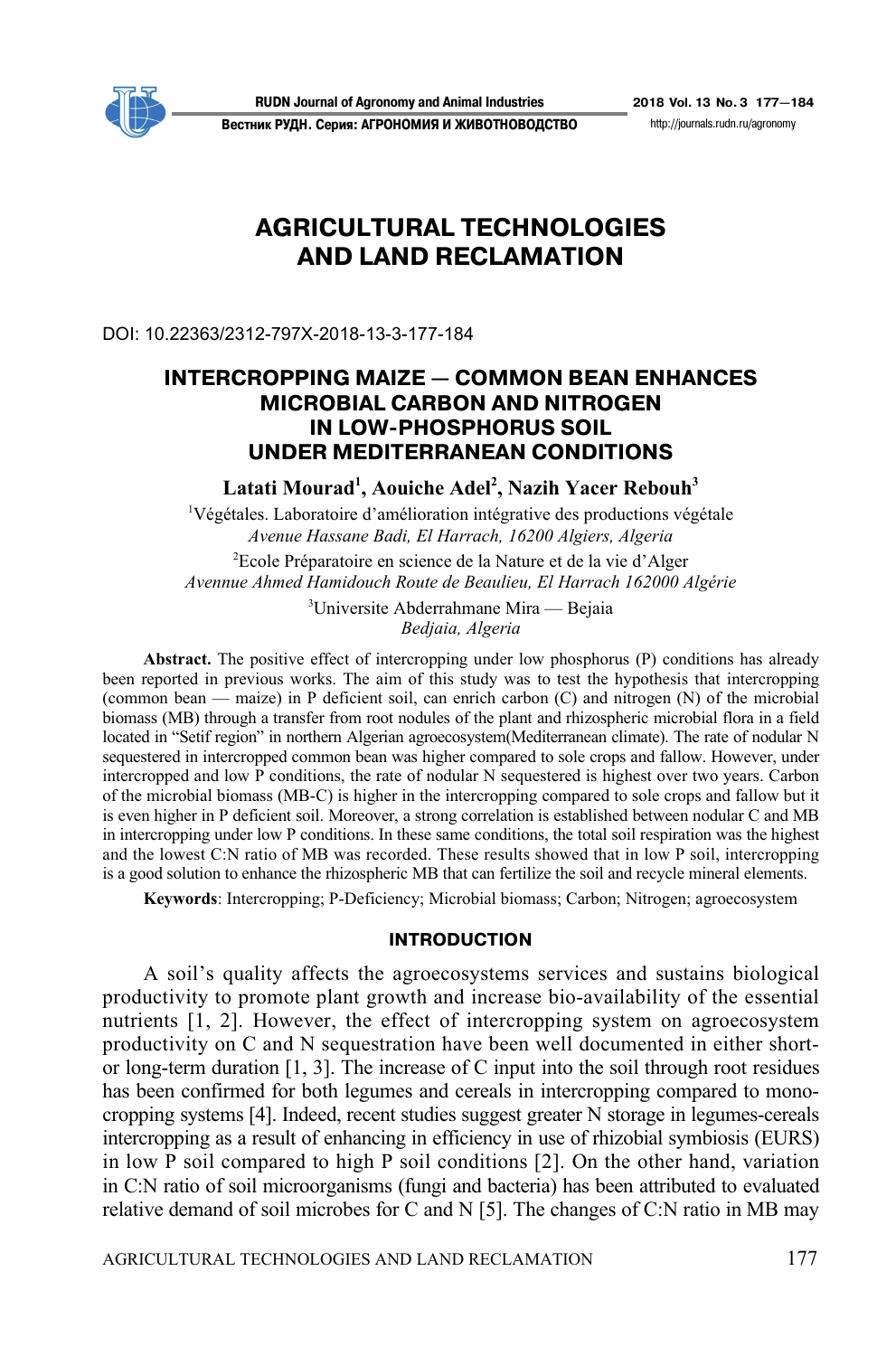# AGRICULTURAL TECHNOLOGIES AND LAND RECLAMATION

DOI: 10.22363/2312-797X-2018-13-3-177-184

## INTERCROPPING MAIZE — COMMON BEAN ENHANCES MICROBIAL CARBON AND NITROGEN IN LOW-PHOSPHORUS SOIL UNDER MEDITERRANEAN CONDITIONS

**Latati Mourad[1], Aouiche Adel[2], Nazih Yacer Rebouh[3]**

[1]Végétales. Laboratoire d'amélioration intégrative des productions végétale
*Avenue Hassane Badi, El Harrach, 16200 Algiers, Algeria*

[2]Ecole Préparatoire en science de la Nature et de la vie d'Alger
*Avennue Ahmed Hamidouch Route de Beaulieu, El Harrach 162000 Algérie*

[3]Universite Abderrahmane Mira — Bejaia
*Bedjaia, Algeria*

**Abstract.** The positive effect of intercropping under low phosphorus (P) conditions has already been reported in previous works. The aim of this study was to test the hypothesis that intercropping (common bean — maize) in P deficient soil, can enrich carbon (C) and nitrogen (N) of the microbial biomass (MB) through a transfer from root nodules of the plant and rhizospheric microbial flora in a field located in "Setif region" in northern Algerian agroecosystem(Mediterranean climate). The rate of nodular N sequestered in intercropped common bean was higher compared to sole crops and fallow. However, under intercropped and low P conditions, the rate of nodular N sequestered is highest over two years. Carbon of the microbial biomass (MB-C) is higher in the intercropping compared to sole crops and fallow but it is even higher in P deficient soil. Moreover, a strong correlation is established between nodular C and MB in intercropping under low P conditions. In these same conditions, the total soil respiration was the highest and the lowest C:N ratio of MB was recorded. These results showed that in low P soil, intercropping is a good solution to enhance the rhizospheric MB that can fertilize the soil and recycle mineral elements.

**Keywords**: Intercropping; P-Deficiency; Microbial biomass; Carbon; Nitrogen; agroecosystem

### INTRODUCTION

A soil's quality affects the agroecosystems services and sustains biological productivity to promote plant growth and increase bio-availability of the essential nutrients [1, 2]. However, the effect of intercropping system on agroecosystem productivity on C and N sequestration have been well documented in either short- or long-term duration [1, 3]. The increase of C input into the soil through root residues has been confirmed for both legumes and cereals in intercropping compared to monocropping systems [4]. Indeed, recent studies suggest greater N storage in legumes-cereals intercropping as a result of enhancing in efficiency in use of rhizobial symbiosis (EURS) in low P soil compared to high P soil conditions [2]. On the other hand, variation in C:N ratio of soil microorganisms (fungi and bacteria) has been attributed to evaluated relative demand of soil microbes for C and N [5]. The changes of C:N ratio in MB may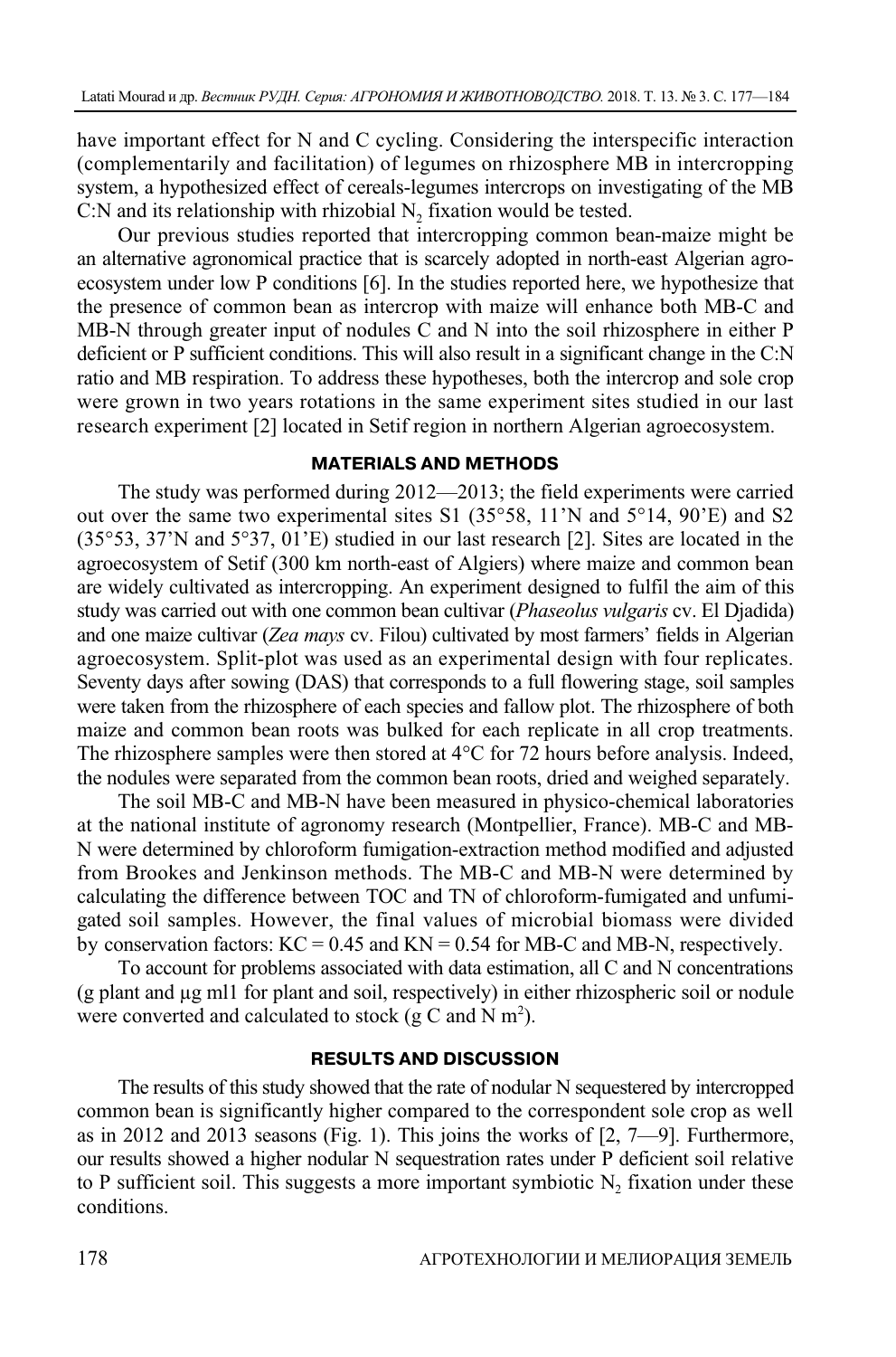have important effect for N and C cycling. Considering the interspecific interaction (complementarily and facilitation) of legumes on rhizosphere MB in intercropping system, a hypothesized effect of cereals-legumes intercrops on investigating of the MB C:N and its relationship with rhizobial $N_2$ fixation would be tested.

Our previous studies reported that intercropping common bean-maize might be an alternative agronomical practice that is scarcely adopted in north-east Algerian agroecosystem under low P conditions [6]. In the studies reported here, we hypothesize that the presence of common bean as intercrop with maize will enhance both MB-C and MB-N through greater input of nodules C and N into the soil rhizosphere in either P deficient or P sufficient conditions. This will also result in a significant change in the C:N ratio and MB respiration. To address these hypotheses, both the intercrop and sole crop were grown in two years rotations in the same experiment sites studied in our last research experiment [2] located in Setif region in northern Algerian agroecosystem.

## MATERIALS AND METHODS

The study was performed during 2012—2013; the field experiments were carried out over the same two experimental sites S1 (35°58, 11'N and 5°14, 90'E) and S2 (35°53, 37'N and 5°37, 01'E) studied in our last research [2]. Sites are located in the agroecosystem of Setif (300 km north-east of Algiers) where maize and common bean are widely cultivated as intercropping. An experiment designed to fulfil the aim of this study was carried out with one common bean cultivar (*Phaseolus vulgaris* cv. El Djadida) and one maize cultivar (*Zea mays* cv. Filou) cultivated by most farmers' fields in Algerian agroecosystem. Split-plot was used as an experimental design with four replicates. Seventy days after sowing (DAS) that corresponds to a full flowering stage, soil samples were taken from the rhizosphere of each species and fallow plot. The rhizosphere of both maize and common bean roots was bulked for each replicate in all crop treatments. The rhizosphere samples were then stored at 4°C for 72 hours before analysis. Indeed, the nodules were separated from the common bean roots, dried and weighed separately.

The soil MB-C and MB-N have been measured in physico-chemical laboratories at the national institute of agronomy research (Montpellier, France). MB-C and MB-N were determined by chloroform fumigation-extraction method modified and adjusted from Brookes and Jenkinson methods. The MB-C and MB-N were determined by calculating the difference between TOC and TN of chloroform-fumigated and unfumigated soil samples. However, the final values of microbial biomass were divided by conservation factors: KC = 0.45 and KN = 0.54 for MB-C and MB-N, respectively.

To account for problems associated with data estimation, all C and N concentrations (g plant and μg ml1 for plant and soil, respectively) in either rhizospheric soil or nodule were converted and calculated to stock (g C and N $m^2$).

## RESULTS AND DISCUSSION

The results of this study showed that the rate of nodular N sequestered by intercropped common bean is significantly higher compared to the correspondent sole crop as well as in 2012 and 2013 seasons (Fig. 1). This joins the works of [2, 7—9]. Furthermore, our results showed a higher nodular N sequestration rates under P deficient soil relative to P sufficient soil. This suggests a more important symbiotic $N_2$ fixation under these conditions.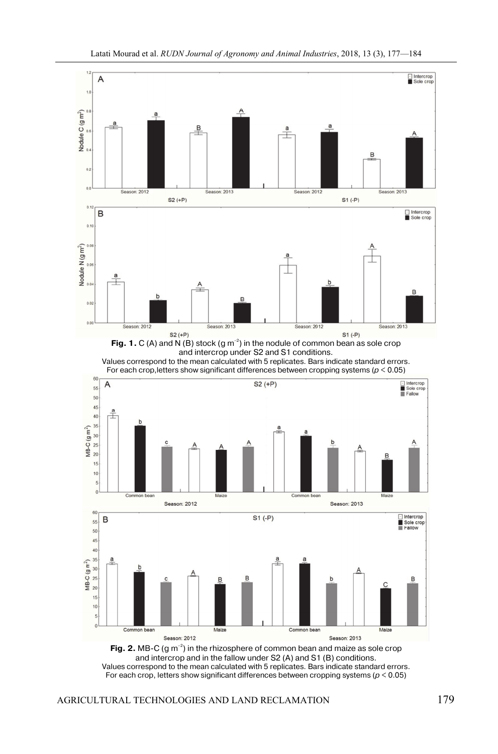**Fig. 1.** C (A) and N (B) stock (g m$^{-2}$) in the nodule of common bean as sole crop and intercrop under S2 and S1 conditions.
Values correspond to the mean calculated with 5 replicates. Bars indicate standard errors. For each crop,letters show significant differences between cropping systems ($p < 0.05$)

**Fig. 2.** MB-C (g m$^{-2}$) in the rhizosphere of common bean and maize as sole crop and intercrop and in the fallow under S2 (A) and S1 (B) conditions.
Values correspond to the mean calculated with 5 replicates. Bars indicate standard errors. For each crop, letters show significant differences between cropping systems ($p < 0.05$)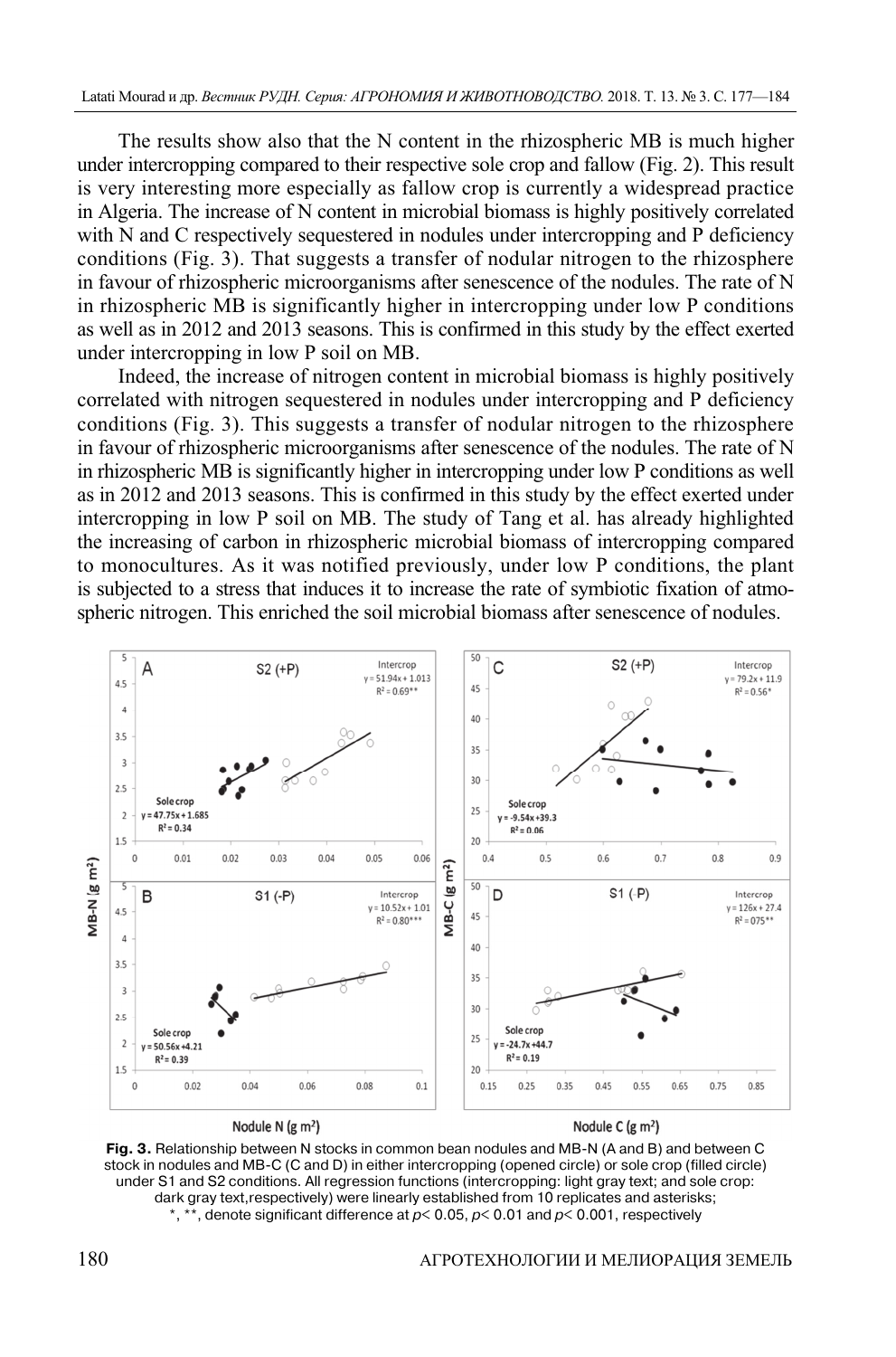The results show also that the N content in the rhizospheric MB is much higher under intercropping compared to their respective sole crop and fallow (Fig. 2). This result is very interesting more especially as fallow crop is currently a widespread practice in Algeria. The increase of N content in microbial biomass is highly positively correlated with N and C respectively sequestered in nodules under intercropping and P deficiency conditions (Fig. 3). That suggests a transfer of nodular nitrogen to the rhizosphere in favour of rhizospheric microorganisms after senescence of the nodules. The rate of N in rhizospheric MB is significantly higher in intercropping under low P conditions as well as in 2012 and 2013 seasons. This is confirmed in this study by the effect exerted under intercropping in low P soil on MB.

Indeed, the increase of nitrogen content in microbial biomass is highly positively correlated with nitrogen sequestered in nodules under intercropping and P deficiency conditions (Fig. 3). This suggests a transfer of nodular nitrogen to the rhizosphere in favour of rhizospheric microorganisms after senescence of the nodules. The rate of N in rhizospheric MB is significantly higher in intercropping under low P conditions as well as in 2012 and 2013 seasons. This is confirmed in this study by the effect exerted under intercropping in low P soil on MB. The study of Tang et al. has already highlighted the increasing of carbon in rhizospheric microbial biomass of intercropping compared to monocultures. As it was notified previously, under low P conditions, the plant is subjected to a stress that induces it to increase the rate of symbiotic fixation of atmospheric nitrogen. This enriched the soil microbial biomass after senescence of nodules.

**Fig. 3.** Relationship between N stocks in common bean nodules and MB-N (A and B) and between C stock in nodules and MB-C (C and D) in either intercropping (opened circle) or sole crop (filled circle) under S1 and S2 conditions. All regression functions (intercropping: light gray text; and sole crop: dark gray text,respectively) were linearly established from 10 replicates and asterisks; *, **, denote significant difference at $p < 0.05$, $p < 0.01$ and $p < 0.001$, respectively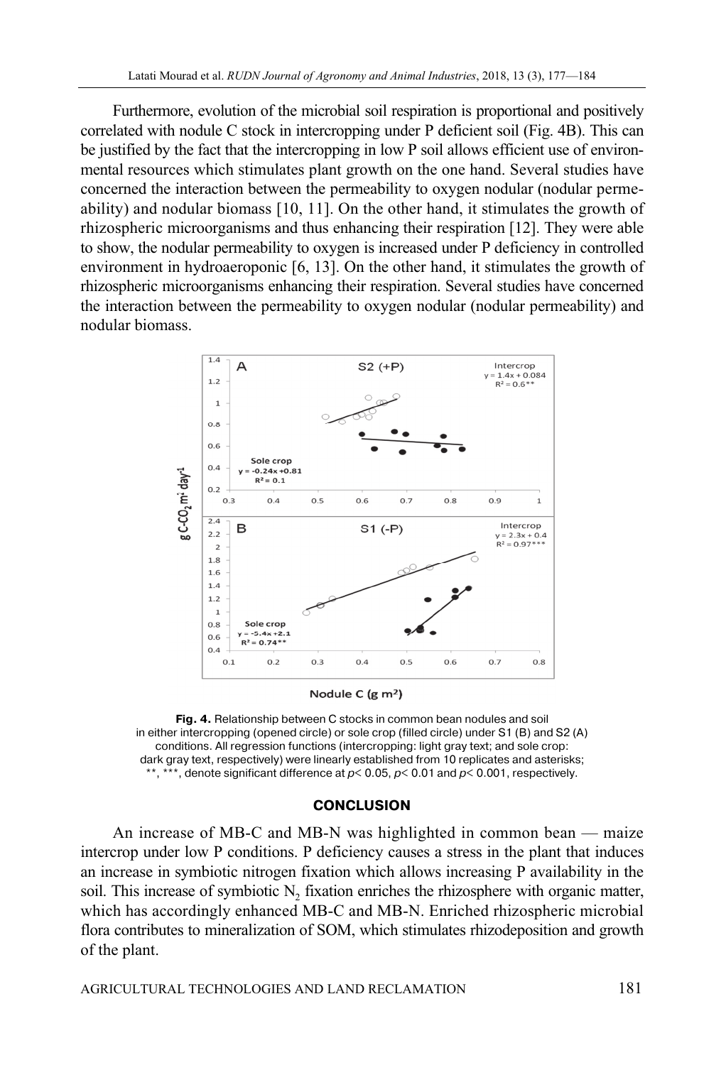Furthermore, evolution of the microbial soil respiration is proportional and positively correlated with nodule C stock in intercropping under P deficient soil (Fig. 4B). This can be justified by the fact that the intercropping in low P soil allows efficient use of environmental resources which stimulates plant growth on the one hand. Several studies have concerned the interaction between the permeability to oxygen nodular (nodular permeability) and nodular biomass [10, 11]. On the other hand, it stimulates the growth of rhizospheric microorganisms and thus enhancing their respiration [12]. They were able to show, the nodular permeability to oxygen is increased under P deficiency in controlled environment in hydroaeroponic [6, 13]. On the other hand, it stimulates the growth of rhizospheric microorganisms enhancing their respiration. Several studies have concerned the interaction between the permeability to oxygen nodular (nodular permeability) and nodular biomass.

**Fig. 4.** Relationship between C stocks in common bean nodules and soil in either intercropping (opened circle) or sole crop (filled circle) under S1 (B) and S2 (A) conditions. All regression functions (intercropping: light gray text; and sole crop: dark gray text, respectively) were linearly established from 10 replicates and asterisks; \*\*, \*\*\*, denote significant difference at $p < 0.05$, $p < 0.01$ and $p < 0.001$, respectively.

## CONCLUSION

An increase of MB-C and MB-N was highlighted in common bean — maize intercrop under low P conditions. P deficiency causes a stress in the plant that induces an increase in symbiotic nitrogen fixation which allows increasing P availability in the soil. This increase of symbiotic $N_2$ fixation enriches the rhizosphere with organic matter, which has accordingly enhanced MB-C and MB-N. Enriched rhizospheric microbial flora contributes to mineralization of SOM, which stimulates rhizodeposition and growth of the plant.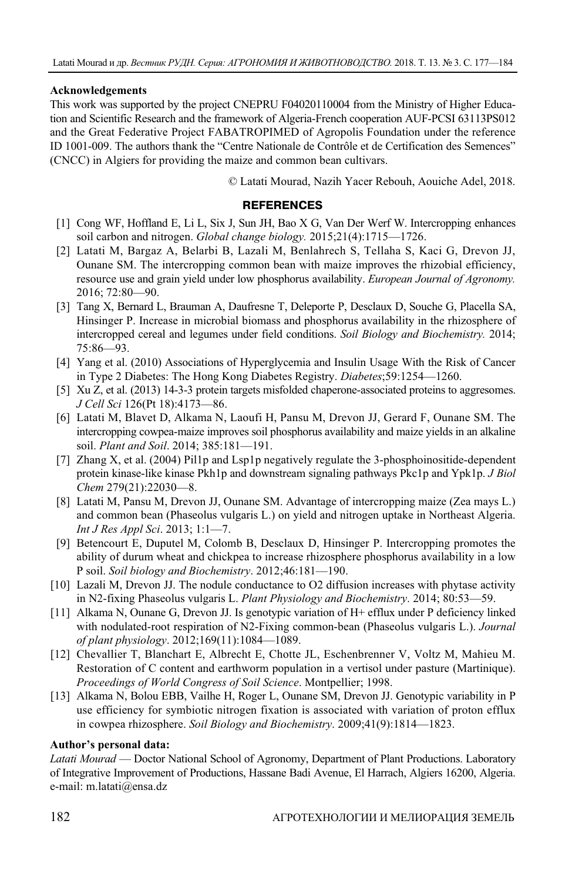#### Acknowledgements

This work was supported by the project CNEPRU F04020110004 from the Ministry of Higher Education and Scientific Research and the framework of Algeria-French cooperation AUF-PCSI 63113PS012 and the Great Federative Project FABATROPIMED of Agropolis Foundation under the reference ID 1001-009. The authors thank the "Centre Nationale de Contrôle et de Certification des Semences" (CNCC) in Algiers for providing the maize and common bean cultivars.

© Latati Mourad, Nazih Yacer Rebouh, Aouiche Adel, 2018.

## REFERENCES

[1] Cong WF, Hoffland E, Li L, Six J, Sun JH, Bao X G, Van Der Werf W. Intercropping enhances soil carbon and nitrogen. *Global change biology.* 2015;21(4):1715—1726.

[2] Latati M, Bargaz A, Belarbi B, Lazali M, Benlahrech S, Tellaha S, Kaci G, Drevon JJ, Ounane SM. The intercropping common bean with maize improves the rhizobial efficiency, resource use and grain yield under low phosphorus availability. *European Journal of Agronomy.* 2016; 72:80—90.

[3] Tang X, Bernard L, Brauman A, Daufresne T, Deleporte P, Desclaux D, Souche G, Placella SA, Hinsinger P. Increase in microbial biomass and phosphorus availability in the rhizosphere of intercropped cereal and legumes under field conditions. *Soil Biology and Biochemistry.* 2014; 75:86—93.

[4] Yang et al. (2010) Associations of Hyperglycemia and Insulin Usage With the Risk of Cancer in Type 2 Diabetes: The Hong Kong Diabetes Registry. *Diabetes*;59:1254—1260.

[5] Xu Z, et al. (2013) 14-3-3 protein targets misfolded chaperone-associated proteins to aggresomes. *J Cell Sci* 126(Pt 18):4173—86.

[6] Latati M, Blavet D, Alkama N, Laoufi H, Pansu M, Drevon JJ, Gerard F, Ounane SM. The intercropping cowpea-maize improves soil phosphorus availability and maize yields in an alkaline soil. *Plant and Soil*. 2014; 385:181—191.

[7] Zhang X, et al. (2004) Pil1p and Lsp1p negatively regulate the 3-phosphoinositide-dependent protein kinase-like kinase Pkh1p and downstream signaling pathways Pkc1p and Ypk1p. *J Biol Chem* 279(21):22030—8.

[8] Latati M, Pansu M, Drevon JJ, Ounane SM. Advantage of intercropping maize (Zea mays L.) and common bean (Phaseolus vulgaris L.) on yield and nitrogen uptake in Northeast Algeria. *Int J Res Appl Sci*. 2013; 1:1—7.

[9] Betencourt E, Duputel M, Colomb B, Desclaux D, Hinsinger P. Intercropping promotes the ability of durum wheat and chickpea to increase rhizosphere phosphorus availability in a low P soil. *Soil biology and Biochemistry*. 2012;46:181—190.

[10] Lazali M, Drevon JJ. The nodule conductance to O2 diffusion increases with phytase activity in N2-fixing Phaseolus vulgaris L. *Plant Physiology and Biochemistry*. 2014; 80:53—59.

[11] Alkama N, Ounane G, Drevon JJ. Is genotypic variation of H+ efflux under P deficiency linked with nodulated-root respiration of N2-Fixing common-bean (Phaseolus vulgaris L.). *Journal of plant physiology*. 2012;169(11):1084—1089.

[12] Chevallier T, Blanchart E, Albrecht E, Chotte JL, Eschenbrenner V, Voltz M, Mahieu M. Restoration of C content and earthworm population in a vertisol under pasture (Martinique). *Proceedings of World Congress of Soil Science*. Montpellier; 1998.

[13] Alkama N, Bolou EBB, Vailhe H, Roger L, Ounane SM, Drevon JJ. Genotypic variability in P use efficiency for symbiotic nitrogen fixation is associated with variation of proton efflux in cowpea rhizosphere. *Soil Biology and Biochemistry*. 2009;41(9):1814—1823.

#### Author's personal data:

*Latati Mourad* — Doctor National School of Agronomy, Department of Plant Productions. Laboratory of Integrative Improvement of Productions, Hassane Badi Avenue, El Harrach, Algiers 16200, Algeria. e-mail: m.latati@ensa.dz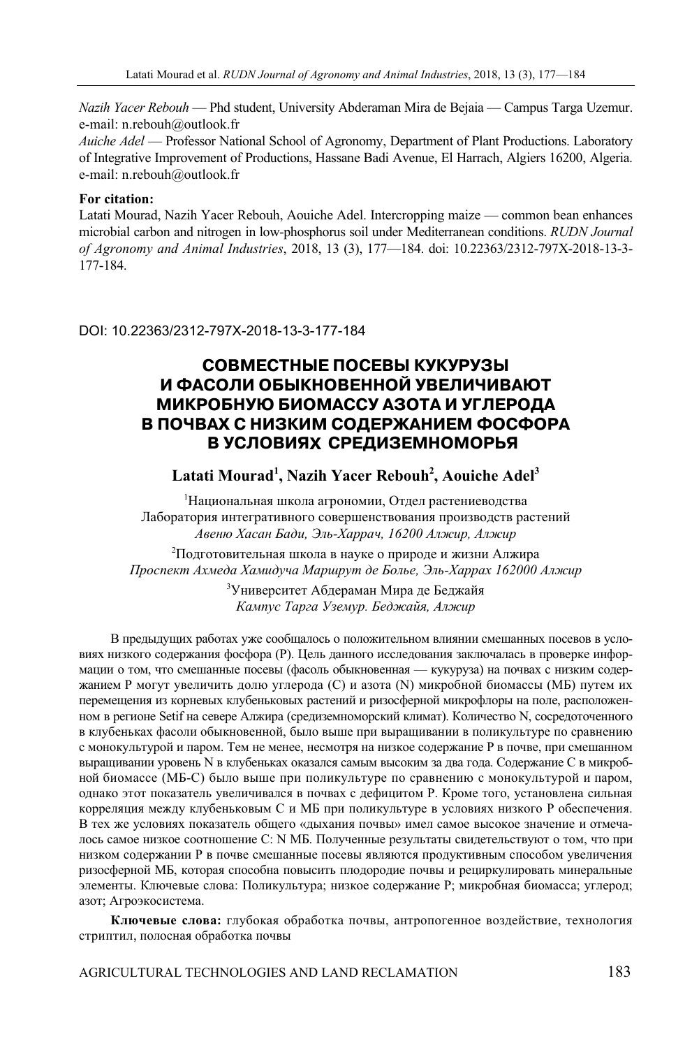*Nazih Yacer Rebouh* — Phd student, University Abderaman Mira de Bejaia — Campus Targa Uzemur. e-mail: n.rebouh@outlook.fr

*Auiche Adel* — Professor National School of Agronomy, Department of Plant Productions. Laboratory of Integrative Improvement of Productions, Hassane Badi Avenue, El Harrach, Algiers 16200, Algeria. e-mail: n.rebouh@outlook.fr

**For citation:**

Latati Mourad, Nazih Yacer Rebouh, Aouiche Adel. Intercropping maize — common bean enhances microbial carbon and nitrogen in low-phosphorus soil under Mediterranean conditions. *RUDN Journal of Agronomy and Animal Industries*, 2018, 13 (3), 177—184. doi: 10.22363/2312-797X-2018-13-3-177-184.

DOI: 10.22363/2312-797X-2018-13-3-177-184

# СОВМЕСТНЫЕ ПОСЕВЫ КУКУРУЗЫ И ФАСОЛИ ОБЫКНОВЕННОЙ УВЕЛИЧИВАЮТ МИКРОБНУЮ БИОМАССУ АЗОТА И УГЛЕРОДА В ПОЧВАХ С НИЗКИМ СОДЕРЖАНИЕМ ФОСФОРА В УСЛОВИЯХ СРЕДИЗЕМНОМОРЬЯ

**Latati Mourad[1], Nazih Yacer Rebouh[2], Aouiche Adel[3]**

[1]Национальная школа агрономии, Отдел растениеводства
Лаборатория интегративного совершенствования производств растений
*Авеню Хасан Бади, Эль-Харрач, 16200 Алжир, Алжир*

[2]Подготовительная школа в науке о природе и жизни Алжира
*Проспект Ахмеда Хамидуча Маршрут де Болье, Эль-Харрах 162000 Алжир*

[3]Университет Абдераман Мира де Беджайя
*Кампус Тарга Уземур. Беджайя, Алжир*

В предыдущих работах уже сообщалось о положительном влиянии смешанных посевов в условиях низкого содержания фосфора (P). Цель данного исследования заключалась в проверке информации о том, что смешанные посевы (фасоль обыкновенная — кукуруза) на почвах с низким содержанием P могут увеличить долю углерода (C) и азота (N) микробной биомассы (МБ) путем их перемещения из корневых клубеньковых растений и ризосферной микрофлоры на поле, расположенном в регионе Setif на севере Алжира (средиземноморский климат). Количество N, сосредоточенного в клубеньках фасоли обыкновенной, было выше при выращивании в поликультуре по сравнению с монокультурой и паром. Тем не менее, несмотря на низкое содержание P в почве, при смешанном выращивании уровень N в клубеньках оказался самым высоким за два года. Содержание C в микробной биомассе (МБ-C) было выше при поликультуре по сравнению с монокультурой и паром, однако этот показатель увеличивался в почвах с дефицитом P. Кроме того, установлена сильная корреляция между клубеньковым C и МБ при поликультуре в условиях низкого P обеспечения. В тех же условиях показатель общего «дыхания почвы» имел самое высокое значение и отмечалось самое низкое соотношение C: N МБ. Полученные результаты свидетельствуют о том, что при низком содержании P в почве смешанные посевы являются продуктивным способом увеличения ризосферной МБ, которая способна повысить плодородие почвы и рециркулировать минеральные элементы. Ключевые слова: Поликультура; низкое содержание P; микробная биомасса; углерод; азот; Агроэкосистема.

**Ключевые слова:** глубокая обработка почвы, антропогенное воздействие, технология стриптил, полосная обработка почвы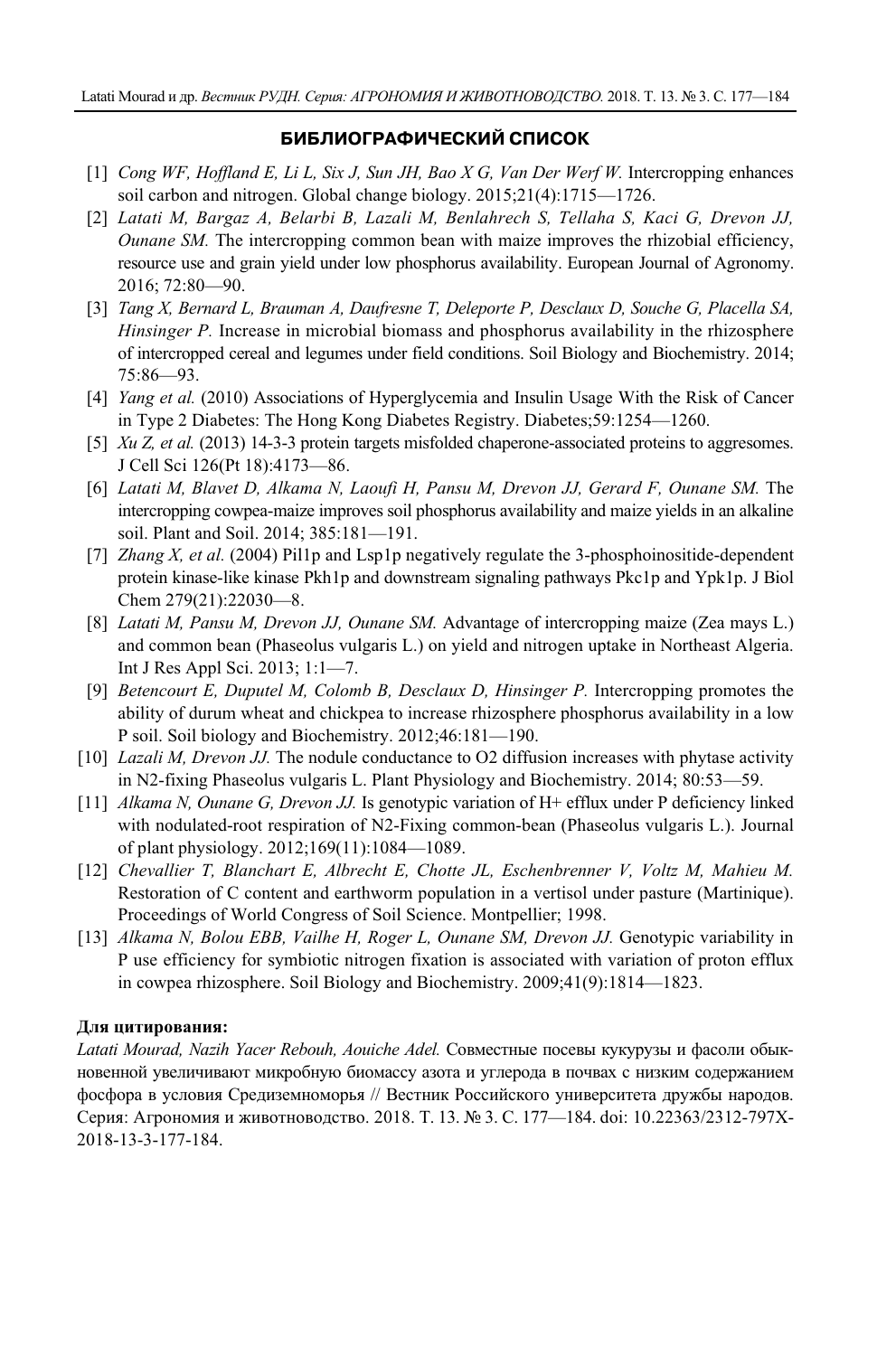## БИБЛИОГРАФИЧЕСКИЙ СПИСОК

[1] *Cong WF, Hoffland E, Li L, Six J, Sun JH, Bao X G, Van Der Werf W.* Intercropping enhances soil carbon and nitrogen. Global change biology. 2015;21(4):1715—1726.

[2] *Latati M, Bargaz A, Belarbi B, Lazali M, Benlahrech S, Tellaha S, Kaci G, Drevon JJ, Ounane SM.* The intercropping common bean with maize improves the rhizobial efficiency, resource use and grain yield under low phosphorus availability. European Journal of Agronomy. 2016; 72:80—90.

[3] *Tang X, Bernard L, Brauman A, Daufresne T, Deleporte P, Desclaux D, Souche G, Placella SA, Hinsinger P.* Increase in microbial biomass and phosphorus availability in the rhizosphere of intercropped cereal and legumes under field conditions. Soil Biology and Biochemistry. 2014; 75:86—93.

[4] *Yang et al.* (2010) Associations of Hyperglycemia and Insulin Usage With the Risk of Cancer in Type 2 Diabetes: The Hong Kong Diabetes Registry. Diabetes;59:1254—1260.

[5] *Xu Z, et al.* (2013) 14-3-3 protein targets misfolded chaperone-associated proteins to aggresomes. J Cell Sci 126(Pt 18):4173—86.

[6] *Latati M, Blavet D, Alkama N, Laoufi H, Pansu M, Drevon JJ, Gerard F, Ounane SM.* The intercropping cowpea-maize improves soil phosphorus availability and maize yields in an alkaline soil. Plant and Soil. 2014; 385:181—191.

[7] *Zhang X, et al.* (2004) Pil1p and Lsp1p negatively regulate the 3-phosphoinositide-dependent protein kinase-like kinase Pkh1p and downstream signaling pathways Pkc1p and Ypk1p. J Biol Chem 279(21):22030—8.

[8] *Latati M, Pansu M, Drevon JJ, Ounane SM.* Advantage of intercropping maize (Zea mays L.) and common bean (Phaseolus vulgaris L.) on yield and nitrogen uptake in Northeast Algeria. Int J Res Appl Sci. 2013; 1:1—7.

[9] *Betencourt E, Duputel M, Colomb B, Desclaux D, Hinsinger P.* Intercropping promotes the ability of durum wheat and chickpea to increase rhizosphere phosphorus availability in a low P soil. Soil biology and Biochemistry. 2012;46:181—190.

[10] *Lazali M, Drevon JJ.* The nodule conductance to O2 diffusion increases with phytase activity in N2-fixing Phaseolus vulgaris L. Plant Physiology and Biochemistry. 2014; 80:53—59.

[11] *Alkama N, Ounane G, Drevon JJ.* Is genotypic variation of H+ efflux under P deficiency linked with nodulated-root respiration of N2-Fixing common-bean (Phaseolus vulgaris L.). Journal of plant physiology. 2012;169(11):1084—1089.

[12] *Chevallier T, Blanchart E, Albrecht E, Chotte JL, Eschenbrenner V, Voltz M, Mahieu M.* Restoration of C content and earthworm population in a vertisol under pasture (Martinique). Proceedings of World Congress of Soil Science. Montpellier; 1998.

[13] *Alkama N, Bolou EBB, Vailhe H, Roger L, Ounane SM, Drevon JJ.* Genotypic variability in P use efficiency for symbiotic nitrogen fixation is associated with variation of proton efflux in cowpea rhizosphere. Soil Biology and Biochemistry. 2009;41(9):1814—1823.

**Для цитирования:**

*Latati Mourad, Nazih Yacer Rebouh, Aouiche Adel.* Совместные посевы кукурузы и фасоли обыкновенной увеличивают микробную биомассу азота и углерода в почвах с низким содержанием фосфора в условия Средиземноморья // Вестник Российского университета дружбы народов. Серия: Агрономия и животноводство. 2018. Т. 13. № 3. С. 177—184. doi: 10.22363/2312-797X-2018-13-3-177-184.